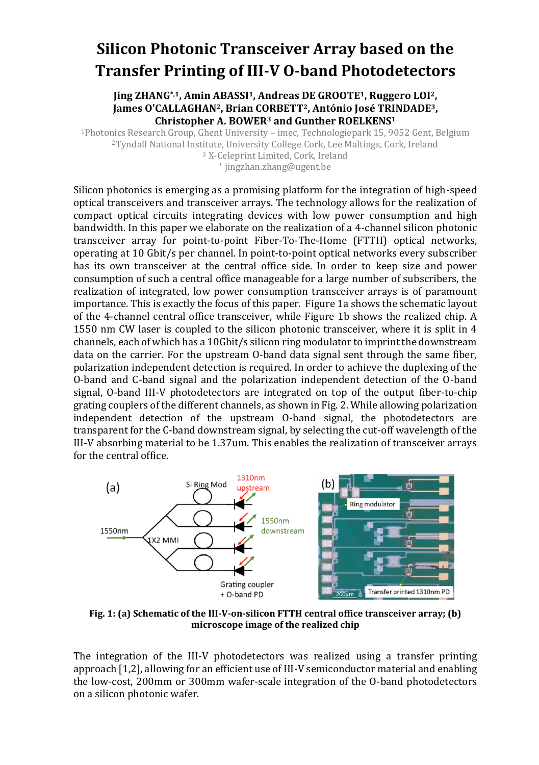# Silicon Photonic Transceiver Array based on the Transfer Printing of III-V O-band Photodetectors

**Jing ZHANG*,[1], Amin ABASSI[1], Andreas DE GROOTE[1], Ruggero LOI[2], James O'CALLAGHAN[2], Brian CORBETT[2], António José TRINDADE[3], Christopher A. BOWER[3] and Gunther ROELKENS[1]**

[1]Photonics Research Group, Ghent University – imec, Technologiepark 15, 9052 Gent, Belgium
[2]Tyndall National Institute, University College Cork, Lee Maltings, Cork, Ireland
[3] X-Celeprint Limited, Cork, Ireland
* jingzhan.zhang@ugent.be

Silicon photonics is emerging as a promising platform for the integration of high-speed optical transceivers and transceiver arrays. The technology allows for the realization of compact optical circuits integrating devices with low power consumption and high bandwidth. In this paper we elaborate on the realization of a 4-channel silicon photonic transceiver array for point-to-point Fiber-To-The-Home (FTTH) optical networks, operating at 10 Gbit/s per channel. In point-to-point optical networks every subscriber has its own transceiver at the central office side. In order to keep size and power consumption of such a central office manageable for a large number of subscribers, the realization of integrated, low power consumption transceiver arrays is of paramount importance. This is exactly the focus of this paper. Figure 1a shows the schematic layout of the 4-channel central office transceiver, while Figure 1b shows the realized chip. A 1550 nm CW laser is coupled to the silicon photonic transceiver, where it is split in 4 channels, each of which has a 10Gbit/s silicon ring modulator to imprint the downstream data on the carrier. For the upstream O-band data signal sent through the same fiber, polarization independent detection is required. In order to achieve the duplexing of the O-band and C-band signal and the polarization independent detection of the O-band signal, O-band III-V photodetectors are integrated on top of the output fiber-to-chip grating couplers of the different channels, as shown in Fig. 2. While allowing polarization independent detection of the upstream O-band signal, the photodetectors are transparent for the C-band downstream signal, by selecting the cut-off wavelength of the III-V absorbing material to be 1.37um. This enables the realization of transceiver arrays for the central office.

**Fig. 1: (a) Schematic of the III-V-on-silicon FTTH central office transceiver array; (b) microscope image of the realized chip**

The integration of the III-V photodetectors was realized using a transfer printing approach [1,2], allowing for an efficient use of III-V semiconductor material and enabling the low-cost, 200mm or 300mm wafer-scale integration of the O-band photodetectors on a silicon photonic wafer.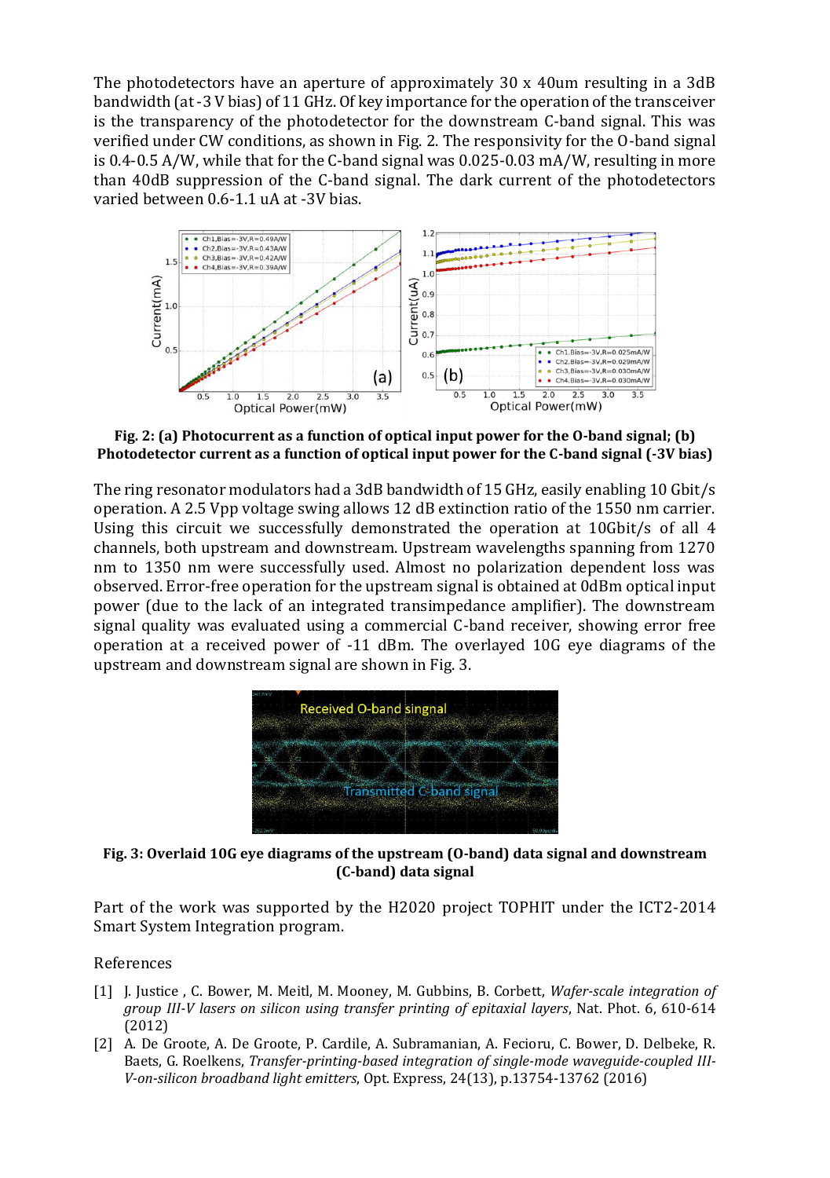The photodetectors have an aperture of approximately 30 x 40um resulting in a 3dB bandwidth (at -3 V bias) of 11 GHz. Of key importance for the operation of the transceiver is the transparency of the photodetector for the downstream C-band signal. This was verified under CW conditions, as shown in Fig. 2. The responsivity for the O-band signal is 0.4-0.5 A/W, while that for the C-band signal was 0.025-0.03 mA/W, resulting in more than 40dB suppression of the C-band signal. The dark current of the photodetectors varied between 0.6-1.1 uA at -3V bias.

Ch1,Bias=-3V,R=0.49A/W
Ch2,Bias=-3V,R=0.43A/W
Ch3,Bias=-3V,R=0.42A/W
Ch4,Bias=-3V,R=0.39A/W
Current(mA)
Optical Power(mW)
(a)

Ch1,Bias=-3V,R=0.025mA/W
Ch2,Bias=-3V,R=0.029mA/W
Ch3,Bias=-3V,R=0.030mA/W
Ch4,Bias=-3V,R=0.030mA/W
Current(uA)
Optical Power(mW)
(b)

**Fig. 2: (a) Photocurrent as a function of optical input power for the O-band signal; (b) Photodetector current as a function of optical input power for the C-band signal (-3V bias)**

The ring resonator modulators had a 3dB bandwidth of 15 GHz, easily enabling 10 Gbit/s operation. A 2.5 Vpp voltage swing allows 12 dB extinction ratio of the 1550 nm carrier. Using this circuit we successfully demonstrated the operation at 10Gbit/s of all 4 channels, both upstream and downstream. Upstream wavelengths spanning from 1270 nm to 1350 nm were successfully used. Almost no polarization dependent loss was observed. Error-free operation for the upstream signal is obtained at 0dBm optical input power (due to the lack of an integrated transimpedance amplifier). The downstream signal quality was evaluated using a commercial C-band receiver, showing error free operation at a received power of -11 dBm. The overlayed 10G eye diagrams of the upstream and downstream signal are shown in Fig. 3.

Received O-band singnal
Transmitted C-band signal

**Fig. 3: Overlaid 10G eye diagrams of the upstream (O-band) data signal and downstream (C-band) data signal**

Part of the work was supported by the H2020 project TOPHIT under the ICT2-2014 Smart System Integration program.

References

[1] J. Justice , C. Bower, M. Meitl, M. Mooney, M. Gubbins, B. Corbett, *Wafer-scale integration of group III-V lasers on silicon using transfer printing of epitaxial layers*, Nat. Phot. 6, 610-614 (2012)

[2] A. De Groote, A. De Groote, P. Cardile, A. Subramanian, A. Fecioru, C. Bower, D. Delbeke, R. Baets, G. Roelkens, *Transfer-printing-based integration of single-mode waveguide-coupled III-V-on-silicon broadband light emitters*, Opt. Express, 24(13), p.13754-13762 (2016)